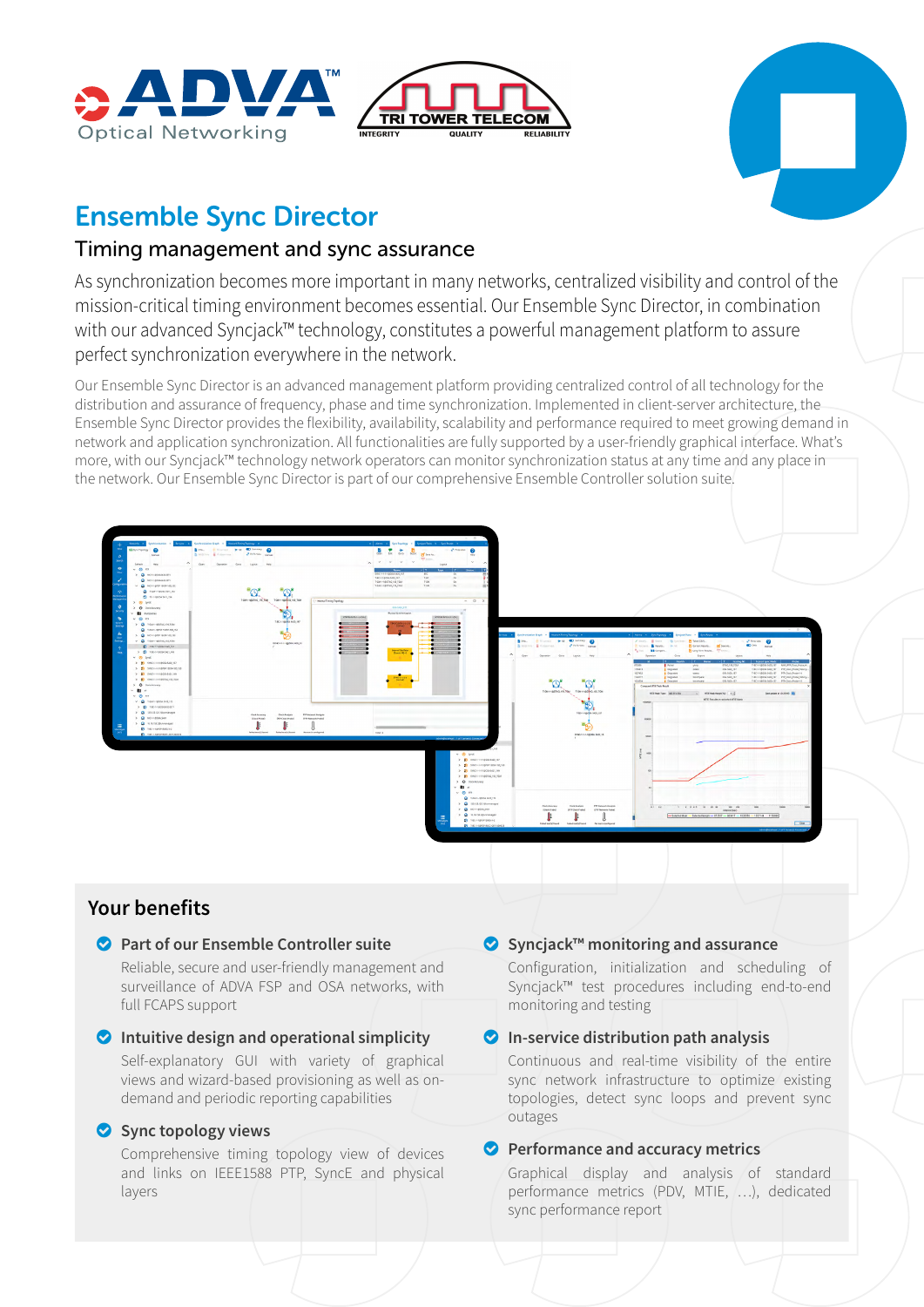# Ensemble Sync Director

## Timing management and sync assurance

As synchronization becomes more important in many networks, centralized visibility and control of the mission-critical timing environment becomes essential. Our Ensemble Sync Director, in combination with our advanced Syncjack™ technology, constitutes a powerful management platform to assure perfect synchronization everywhere in the network.

Our Ensemble Sync Director is an advanced management platform providing centralized control of all technology for the distribution and assurance of frequency, phase and time synchronization. Implemented in client-server architecture, the Ensemble Sync Director provides the flexibility, availability, scalability and performance required to meet growing demand in network and application synchronization. All functionalities are fully supported by a user-friendly graphical interface. What's more, with our Syncjack™ technology network operators can monitor synchronization status at any time and any place in the network. Our Ensemble Sync Director is part of our comprehensive Ensemble Controller solution suite.

## Your benefits

- **Part of our Ensemble Controller suite**
  Reliable, secure and user-friendly management and surveillance of ADVA FSP and OSA networks, with full FCAPS support

- **Intuitive design and operational simplicity**
  Self-explanatory GUI with variety of graphical views and wizard-based provisioning as well as on-demand and periodic reporting capabilities

- **Sync topology views**
  Comprehensive timing topology view of devices and links on IEEE1588 PTP, SyncE and physical layers

- **Syncjack™ monitoring and assurance**
  Configuration, initialization and scheduling of Syncjack™ test procedures including end-to-end monitoring and testing

- **In-service distribution path analysis**
  Continuous and real-time visibility of the entire sync network infrastructure to optimize existing topologies, detect sync loops and prevent sync outages

- **Performance and accuracy metrics**
  Graphical display and analysis of standard performance metrics (PDV, MTIE, …), dedicated sync performance report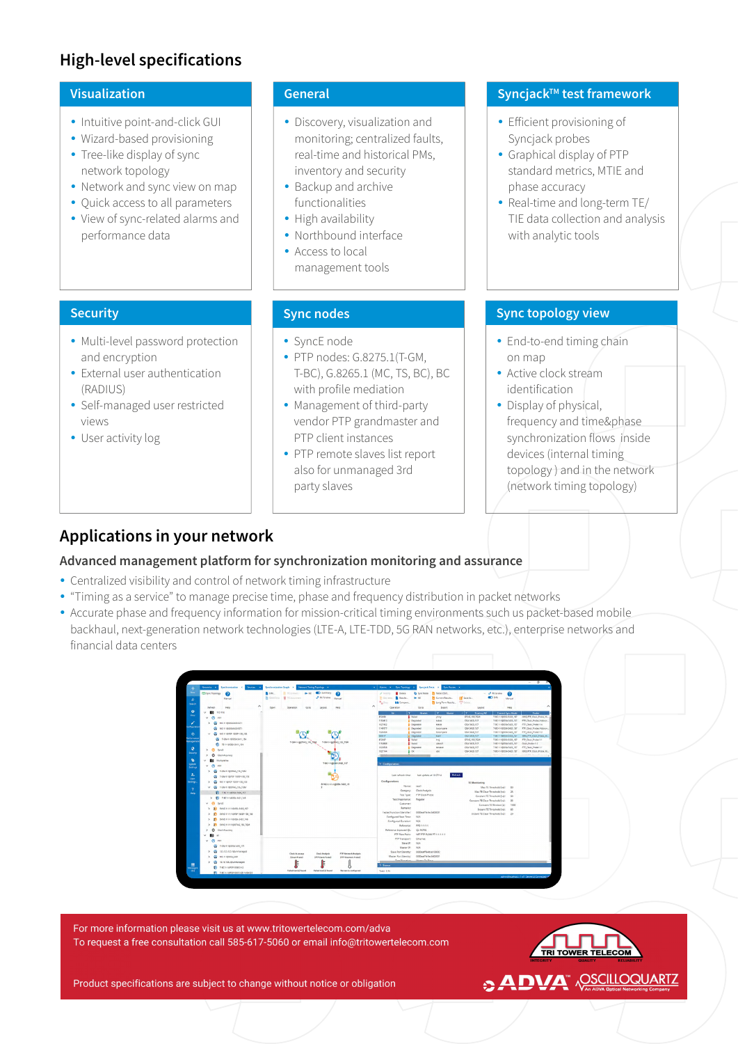## High-level specifications

### Visualization

- Intuitive point-and-click GUI
- Wizard-based provisioning
- Tree-like display of sync network topology
- Network and sync view on map
- Quick access to all parameters
- View of sync-related alarms and performance data

### General

- Discovery, visualization and monitoring; centralized faults, real-time and historical PMs, inventory and security
- Backup and archive functionalities
- High availability
- Northbound interface
- Access to local management tools

### Syncjack™ test framework

- Efficient provisioning of Syncjack probes
- Graphical display of PTP standard metrics, MTIE and phase accuracy
- Real-time and long-term TE/TIE data collection and analysis with analytic tools

### Security

- Multi-level password protection and encryption
- External user authentication (RADIUS)
- Self-managed user restricted views
- User activity log

### Sync nodes

- SyncE node
- PTP nodes: G.8275.1(T-GM, T-BC), G.8265.1 (MC, TS, BC), BC with profile mediation
- Management of third-party vendor PTP grandmaster and PTP client instances
- PTP remote slaves list report also for unmanaged 3rd party slaves

### Sync topology view

- End-to-end timing chain on map
- Active clock stream identification
- Display of physical, frequency and time&phase synchronization flows inside devices (internal timing topology ) and in the network (network timing topology)

## Applications in your network

### Advanced management platform for synchronization monitoring and assurance

- Centralized visibility and control of network timing infrastructure
- “Timing as a service” to manage precise time, phase and frequency distribution in packet networks
- Accurate phase and frequency information for mission-critical timing environments such us packet-based mobile backhaul, next-generation network technologies (LTE-A, LTE-TDD, 5G RAN networks, etc.), enterprise networks and financial data centers

For more information please visit us at www.tritowertelecom.com/adva
To request a free consultation call 585-617-5060 or email info@tritowertelecom.com

Product specifications are subject to change without notice or obligation

TRI TOWER TELECOM
INTEGRITY QUALITY RELIABILITY

ADVA OSCILLOQUARTZ
An ADVA Optical Networking Company